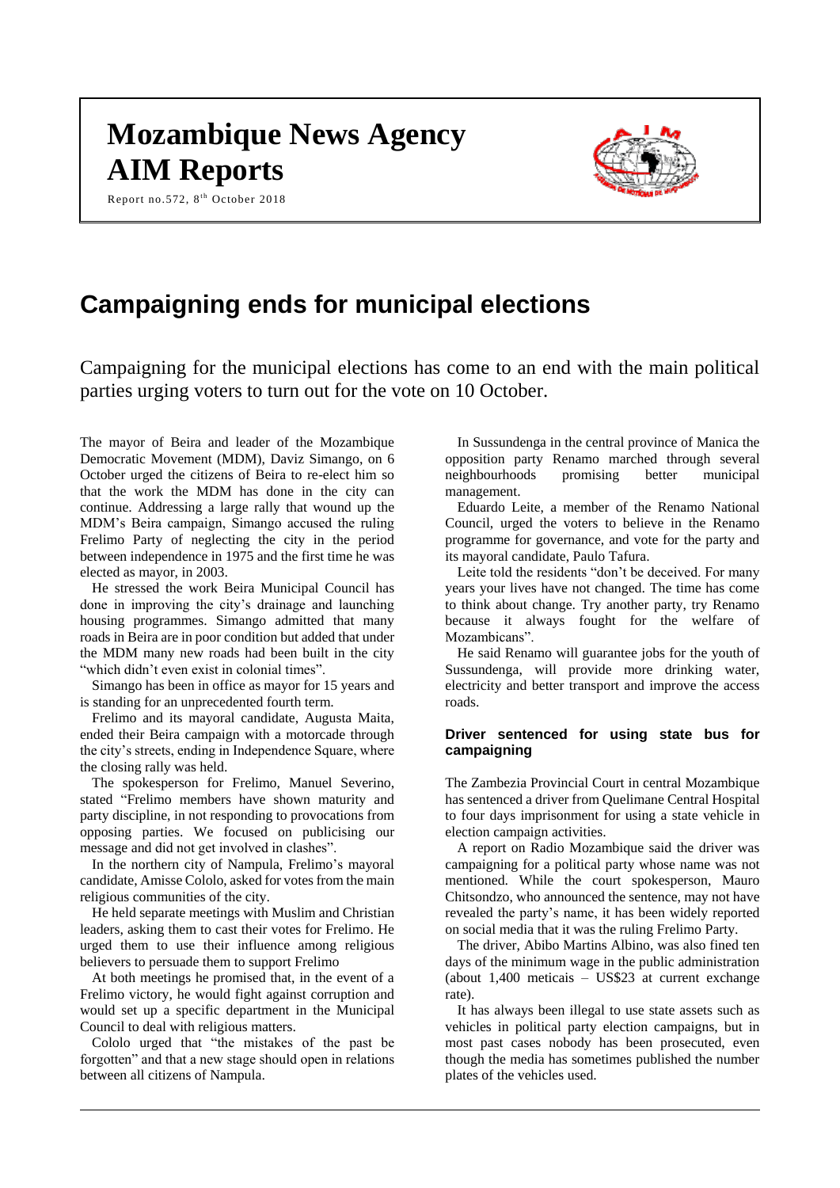# Mozambique News Agency
# AIM Reports

Report no.572, 8th October 2018

## Campaigning ends for municipal elections

Campaigning for the municipal elections has come to an end with the main political parties urging voters to turn out for the vote on 10 October.

The mayor of Beira and leader of the Mozambique Democratic Movement (MDM), Daviz Simango, on 6 October urged the citizens of Beira to re-elect him so that the work the MDM has done in the city can continue. Addressing a large rally that wound up the MDM's Beira campaign, Simango accused the ruling Frelimo Party of neglecting the city in the period between independence in 1975 and the first time he was elected as mayor, in 2003.

He stressed the work Beira Municipal Council has done in improving the city's drainage and launching housing programmes. Simango admitted that many roads in Beira are in poor condition but added that under the MDM many new roads had been built in the city "which didn't even exist in colonial times".

Simango has been in office as mayor for 15 years and is standing for an unprecedented fourth term.

Frelimo and its mayoral candidate, Augusta Maita, ended their Beira campaign with a motorcade through the city's streets, ending in Independence Square, where the closing rally was held.

The spokesperson for Frelimo, Manuel Severino, stated "Frelimo members have shown maturity and party discipline, in not responding to provocations from opposing parties. We focused on publicising our message and did not get involved in clashes".

In the northern city of Nampula, Frelimo's mayoral candidate, Amisse Cololo, asked for votes from the main religious communities of the city.

He held separate meetings with Muslim and Christian leaders, asking them to cast their votes for Frelimo. He urged them to use their influence among religious believers to persuade them to support Frelimo

At both meetings he promised that, in the event of a Frelimo victory, he would fight against corruption and would set up a specific department in the Municipal Council to deal with religious matters.

Cololo urged that "the mistakes of the past be forgotten" and that a new stage should open in relations between all citizens of Nampula.

In Sussundenga in the central province of Manica the opposition party Renamo marched through several neighbourhoods promising better municipal management.

Eduardo Leite, a member of the Renamo National Council, urged the voters to believe in the Renamo programme for governance, and vote for the party and its mayoral candidate, Paulo Tafura.

Leite told the residents "don't be deceived. For many years your lives have not changed. The time has come to think about change. Try another party, try Renamo because it always fought for the welfare of Mozambicans".

He said Renamo will guarantee jobs for the youth of Sussundenga, will provide more drinking water, electricity and better transport and improve the access roads.

### Driver sentenced for using state bus for campaigning

The Zambezia Provincial Court in central Mozambique has sentenced a driver from Quelimane Central Hospital to four days imprisonment for using a state vehicle in election campaign activities.

A report on Radio Mozambique said the driver was campaigning for a political party whose name was not mentioned. While the court spokesperson, Mauro Chitsondzo, who announced the sentence, may not have revealed the party's name, it has been widely reported on social media that it was the ruling Frelimo Party.

The driver, Abibo Martins Albino, was also fined ten days of the minimum wage in the public administration (about 1,400 meticais – US$23 at current exchange rate).

It has always been illegal to use state assets such as vehicles in political party election campaigns, but in most past cases nobody has been prosecuted, even though the media has sometimes published the number plates of the vehicles used.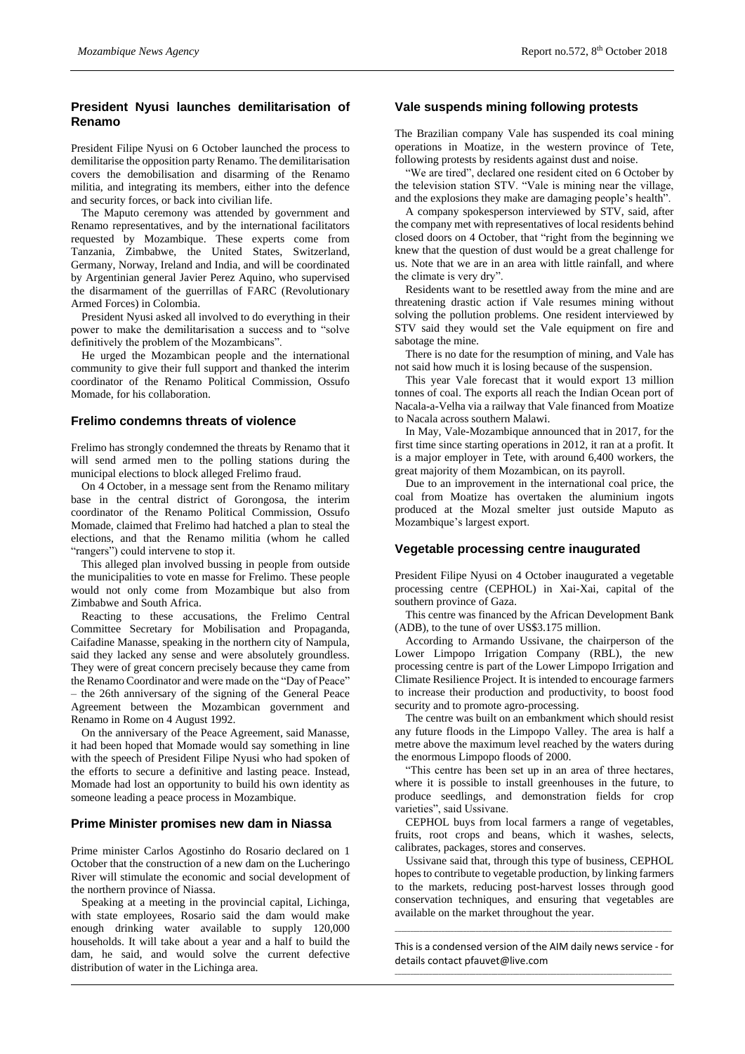## President Nyusi launches demilitarisation of Renamo

President Filipe Nyusi on 6 October launched the process to demilitarise the opposition party Renamo. The demilitarisation covers the demobilisation and disarming of the Renamo militia, and integrating its members, either into the defence and security forces, or back into civilian life.

The Maputo ceremony was attended by government and Renamo representatives, and by the international facilitators requested by Mozambique. These experts come from Tanzania, Zimbabwe, the United States, Switzerland, Germany, Norway, Ireland and India, and will be coordinated by Argentinian general Javier Perez Aquino, who supervised the disarmament of the guerrillas of FARC (Revolutionary Armed Forces) in Colombia.

President Nyusi asked all involved to do everything in their power to make the demilitarisation a success and to "solve definitively the problem of the Mozambicans".

He urged the Mozambican people and the international community to give their full support and thanked the interim coordinator of the Renamo Political Commission, Ossufo Momade, for his collaboration.

## Frelimo condemns threats of violence

Frelimo has strongly condemned the threats by Renamo that it will send armed men to the polling stations during the municipal elections to block alleged Frelimo fraud.

On 4 October, in a message sent from the Renamo military base in the central district of Gorongosa, the interim coordinator of the Renamo Political Commission, Ossufo Momade, claimed that Frelimo had hatched a plan to steal the elections, and that the Renamo militia (whom he called "rangers") could intervene to stop it.

This alleged plan involved bussing in people from outside the municipalities to vote en masse for Frelimo. These people would not only come from Mozambique but also from Zimbabwe and South Africa.

Reacting to these accusations, the Frelimo Central Committee Secretary for Mobilisation and Propaganda, Caifadine Manasse, speaking in the northern city of Nampula, said they lacked any sense and were absolutely groundless. They were of great concern precisely because they came from the Renamo Coordinator and were made on the "Day of Peace" – the 26th anniversary of the signing of the General Peace Agreement between the Mozambican government and Renamo in Rome on 4 August 1992.

On the anniversary of the Peace Agreement, said Manasse, it had been hoped that Momade would say something in line with the speech of President Filipe Nyusi who had spoken of the efforts to secure a definitive and lasting peace. Instead, Momade had lost an opportunity to build his own identity as someone leading a peace process in Mozambique.

## Prime Minister promises new dam in Niassa

Prime minister Carlos Agostinho do Rosario declared on 1 October that the construction of a new dam on the Lucheringo River will stimulate the economic and social development of the northern province of Niassa.

Speaking at a meeting in the provincial capital, Lichinga, with state employees, Rosario said the dam would make enough drinking water available to supply 120,000 households. It will take about a year and a half to build the dam, he said, and would solve the current defective distribution of water in the Lichinga area.

## Vale suspends mining following protests

The Brazilian company Vale has suspended its coal mining operations in Moatize, in the western province of Tete, following protests by residents against dust and noise.

"We are tired", declared one resident cited on 6 October by the television station STV. "Vale is mining near the village, and the explosions they make are damaging people's health".

A company spokesperson interviewed by STV, said, after the company met with representatives of local residents behind closed doors on 4 October, that "right from the beginning we knew that the question of dust would be a great challenge for us. Note that we are in an area with little rainfall, and where the climate is very dry".

Residents want to be resettled away from the mine and are threatening drastic action if Vale resumes mining without solving the pollution problems. One resident interviewed by STV said they would set the Vale equipment on fire and sabotage the mine.

There is no date for the resumption of mining, and Vale has not said how much it is losing because of the suspension.

This year Vale forecast that it would export 13 million tonnes of coal. The exports all reach the Indian Ocean port of Nacala-a-Velha via a railway that Vale financed from Moatize to Nacala across southern Malawi.

In May, Vale-Mozambique announced that in 2017, for the first time since starting operations in 2012, it ran at a profit. It is a major employer in Tete, with around 6,400 workers, the great majority of them Mozambican, on its payroll.

Due to an improvement in the international coal price, the coal from Moatize has overtaken the aluminium ingots produced at the Mozal smelter just outside Maputo as Mozambique's largest export.

## Vegetable processing centre inaugurated

President Filipe Nyusi on 4 October inaugurated a vegetable processing centre (CEPHOL) in Xai-Xai, capital of the southern province of Gaza.

This centre was financed by the African Development Bank (ADB), to the tune of over US$3.175 million.

According to Armando Ussivane, the chairperson of the Lower Limpopo Irrigation Company (RBL), the new processing centre is part of the Lower Limpopo Irrigation and Climate Resilience Project. It is intended to encourage farmers to increase their production and productivity, to boost food security and to promote agro-processing.

The centre was built on an embankment which should resist any future floods in the Limpopo Valley. The area is half a metre above the maximum level reached by the waters during the enormous Limpopo floods of 2000.

"This centre has been set up in an area of three hectares, where it is possible to install greenhouses in the future, to produce seedlings, and demonstration fields for crop varieties", said Ussivane.

CEPHOL buys from local farmers a range of vegetables, fruits, root crops and beans, which it washes, selects, calibrates, packages, stores and conserves.

Ussivane said that, through this type of business, CEPHOL hopes to contribute to vegetable production, by linking farmers to the markets, reducing post-harvest losses through good conservation techniques, and ensuring that vegetables are available on the market throughout the year.

---

This is a condensed version of the AIM daily news service - for details contact pfauvet@live.com

---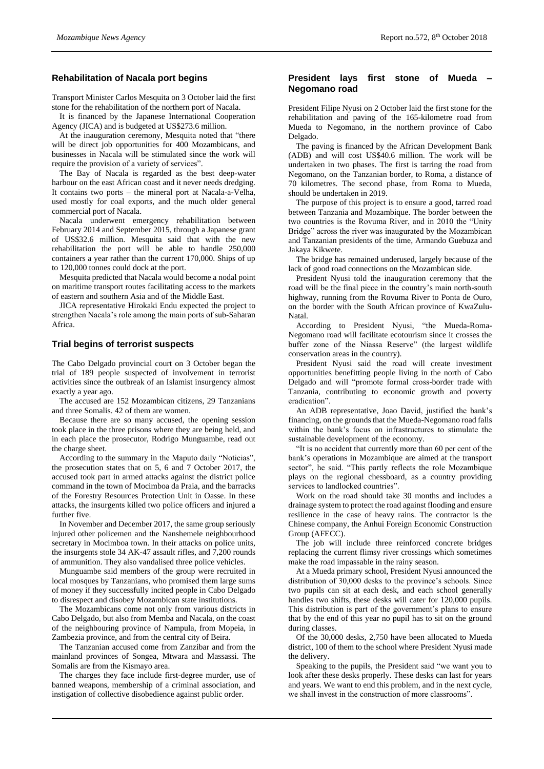## Rehabilitation of Nacala port begins

Transport Minister Carlos Mesquita on 3 October laid the first stone for the rehabilitation of the northern port of Nacala.

It is financed by the Japanese International Cooperation Agency (JICA) and is budgeted at US$273.6 million.

At the inauguration ceremony, Mesquita noted that "there will be direct job opportunities for 400 Mozambicans, and businesses in Nacala will be stimulated since the work will require the provision of a variety of services".

The Bay of Nacala is regarded as the best deep-water harbour on the east African coast and it never needs dredging. It contains two ports – the mineral port at Nacala-a-Velha, used mostly for coal exports, and the much older general commercial port of Nacala.

Nacala underwent emergency rehabilitation between February 2014 and September 2015, through a Japanese grant of US$32.6 million. Mesquita said that with the new rehabilitation the port will be able to handle 250,000 containers a year rather than the current 170,000. Ships of up to 120,000 tonnes could dock at the port.

Mesquita predicted that Nacala would become a nodal point on maritime transport routes facilitating access to the markets of eastern and southern Asia and of the Middle East.

JICA representative Hirokaki Endu expected the project to strengthen Nacala's role among the main ports of sub-Saharan Africa.

## Trial begins of terrorist suspects

The Cabo Delgado provincial court on 3 October began the trial of 189 people suspected of involvement in terrorist activities since the outbreak of an Islamist insurgency almost exactly a year ago.

The accused are 152 Mozambican citizens, 29 Tanzanians and three Somalis. 42 of them are women.

Because there are so many accused, the opening session took place in the three prisons where they are being held, and in each place the prosecutor, Rodrigo Munguambe, read out the charge sheet.

According to the summary in the Maputo daily "Noticias", the prosecution states that on 5, 6 and 7 October 2017, the accused took part in armed attacks against the district police command in the town of Mocimboa da Praia, and the barracks of the Forestry Resources Protection Unit in Oasse. In these attacks, the insurgents killed two police officers and injured a further five.

In November and December 2017, the same group seriously injured other policemen and the Nanshemele neighbourhood secretary in Mocimboa town. In their attacks on police units, the insurgents stole 34 AK-47 assault rifles, and 7,200 rounds of ammunition. They also vandalised three police vehicles.

Munguambe said members of the group were recruited in local mosques by Tanzanians, who promised them large sums of money if they successfully incited people in Cabo Delgado to disrespect and disobey Mozambican state institutions.

The Mozambicans come not only from various districts in Cabo Delgado, but also from Memba and Nacala, on the coast of the neighbouring province of Nampula, from Mopeia, in Zambezia province, and from the central city of Beira.

The Tanzanian accused come from Zanzibar and from the mainland provinces of Songea, Mtwara and Massassi. The Somalis are from the Kismayo area.

The charges they face include first-degree murder, use of banned weapons, membership of a criminal association, and instigation of collective disobedience against public order.

## President lays first stone of Mueda – Negomano road

President Filipe Nyusi on 2 October laid the first stone for the rehabilitation and paving of the 165-kilometre road from Mueda to Negomano, in the northern province of Cabo Delgado.

The paving is financed by the African Development Bank (ADB) and will cost US$40.6 million. The work will be undertaken in two phases. The first is tarring the road from Negomano, on the Tanzanian border, to Roma, a distance of 70 kilometres. The second phase, from Roma to Mueda, should be undertaken in 2019.

The purpose of this project is to ensure a good, tarred road between Tanzania and Mozambique. The border between the two countries is the Rovuma River, and in 2010 the "Unity Bridge" across the river was inaugurated by the Mozambican and Tanzanian presidents of the time, Armando Guebuza and Jakaya Kikwete.

The bridge has remained underused, largely because of the lack of good road connections on the Mozambican side.

President Nyusi told the inauguration ceremony that the road will be the final piece in the country's main north-south highway, running from the Rovuma River to Ponta de Ouro, on the border with the South African province of KwaZulu-Natal.

According to President Nyusi, "the Mueda-Roma-Negomano road will facilitate ecotourism since it crosses the buffer zone of the Niassa Reserve" (the largest wildlife conservation areas in the country).

President Nyusi said the road will create investment opportunities benefitting people living in the north of Cabo Delgado and will "promote formal cross-border trade with Tanzania, contributing to economic growth and poverty eradication".

An ADB representative, Joao David, justified the bank's financing, on the grounds that the Mueda-Negomano road falls within the bank's focus on infrastructures to stimulate the sustainable development of the economy.

"It is no accident that currently more than 60 per cent of the bank's operations in Mozambique are aimed at the transport sector", he said. "This partly reflects the role Mozambique plays on the regional chessboard, as a country providing services to landlocked countries".

Work on the road should take 30 months and includes a drainage system to protect the road against flooding and ensure resilience in the case of heavy rains. The contractor is the Chinese company, the Anhui Foreign Economic Construction Group (AFECC).

The job will include three reinforced concrete bridges replacing the current flimsy river crossings which sometimes make the road impassable in the rainy season.

At a Mueda primary school, President Nyusi announced the distribution of 30,000 desks to the province's schools. Since two pupils can sit at each desk, and each school generally handles two shifts, these desks will cater for 120,000 pupils. This distribution is part of the government's plans to ensure that by the end of this year no pupil has to sit on the ground during classes.

Of the 30,000 desks, 2,750 have been allocated to Mueda district, 100 of them to the school where President Nyusi made the delivery.

Speaking to the pupils, the President said "we want you to look after these desks properly. These desks can last for years and years. We want to end this problem, and in the next cycle, we shall invest in the construction of more classrooms".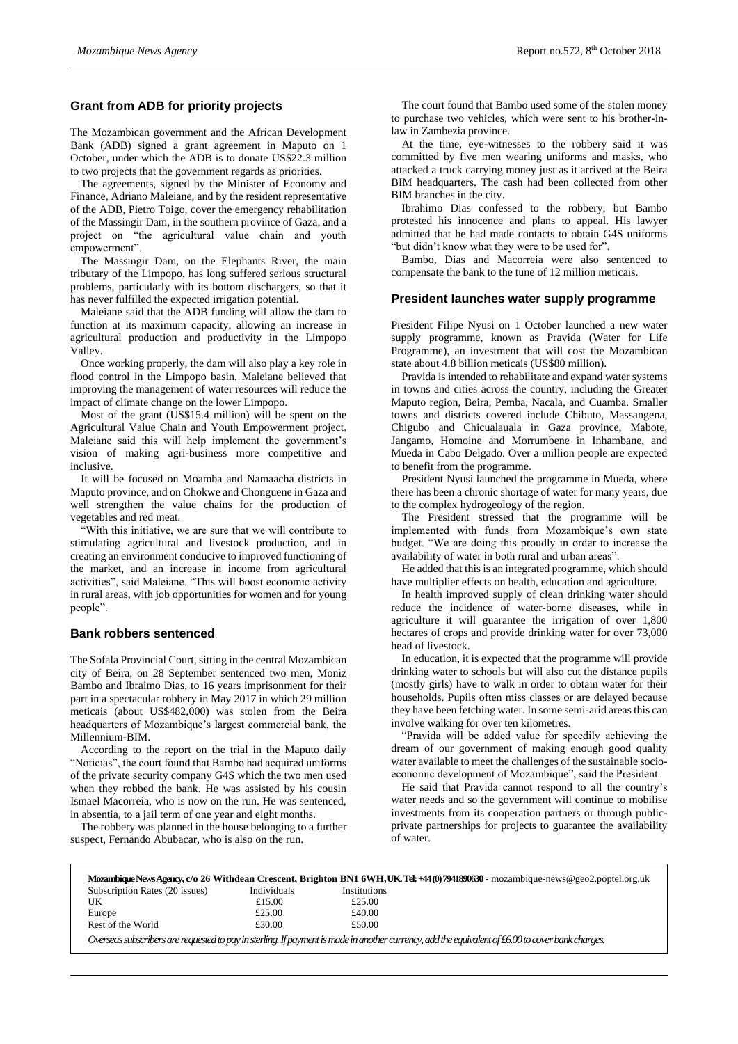## Grant from ADB for priority projects

The Mozambican government and the African Development Bank (ADB) signed a grant agreement in Maputo on 1 October, under which the ADB is to donate US$22.3 million to two projects that the government regards as priorities.

The agreements, signed by the Minister of Economy and Finance, Adriano Maleiane, and by the resident representative of the ADB, Pietro Toigo, cover the emergency rehabilitation of the Massingir Dam, in the southern province of Gaza, and a project on "the agricultural value chain and youth empowerment".

The Massingir Dam, on the Elephants River, the main tributary of the Limpopo, has long suffered serious structural problems, particularly with its bottom dischargers, so that it has never fulfilled the expected irrigation potential.

Maleiane said that the ADB funding will allow the dam to function at its maximum capacity, allowing an increase in agricultural production and productivity in the Limpopo Valley.

Once working properly, the dam will also play a key role in flood control in the Limpopo basin. Maleiane believed that improving the management of water resources will reduce the impact of climate change on the lower Limpopo.

Most of the grant (US$15.4 million) will be spent on the Agricultural Value Chain and Youth Empowerment project. Maleiane said this will help implement the government's vision of making agri-business more competitive and inclusive.

It will be focused on Moamba and Namaacha districts in Maputo province, and on Chokwe and Chonguene in Gaza and well strengthen the value chains for the production of vegetables and red meat.

"With this initiative, we are sure that we will contribute to stimulating agricultural and livestock production, and in creating an environment conducive to improved functioning of the market, and an increase in income from agricultural activities", said Maleiane. "This will boost economic activity in rural areas, with job opportunities for women and for young people".

## Bank robbers sentenced

The Sofala Provincial Court, sitting in the central Mozambican city of Beira, on 28 September sentenced two men, Moniz Bambo and Ibraimo Dias, to 16 years imprisonment for their part in a spectacular robbery in May 2017 in which 29 million meticais (about US$482,000) was stolen from the Beira headquarters of Mozambique's largest commercial bank, the Millennium-BIM.

According to the report on the trial in the Maputo daily "Noticias", the court found that Bambo had acquired uniforms of the private security company G4S which the two men used when they robbed the bank. He was assisted by his cousin Ismael Macorreia, who is now on the run. He was sentenced, in absentia, to a jail term of one year and eight months.

The robbery was planned in the house belonging to a further suspect, Fernando Abubacar, who is also on the run.

The court found that Bambo used some of the stolen money to purchase two vehicles, which were sent to his brother-in-law in Zambezia province.

At the time, eye-witnesses to the robbery said it was committed by five men wearing uniforms and masks, who attacked a truck carrying money just as it arrived at the Beira BIM headquarters. The cash had been collected from other BIM branches in the city.

Ibrahimo Dias confessed to the robbery, but Bambo protested his innocence and plans to appeal. His lawyer admitted that he had made contacts to obtain G4S uniforms "but didn't know what they were to be used for".

Bambo, Dias and Macorreia were also sentenced to compensate the bank to the tune of 12 million meticais.

## President launches water supply programme

President Filipe Nyusi on 1 October launched a new water supply programme, known as Pravida (Water for Life Programme), an investment that will cost the Mozambican state about 4.8 billion meticais (US$80 million).

Pravida is intended to rehabilitate and expand water systems in towns and cities across the country, including the Greater Maputo region, Beira, Pemba, Nacala, and Cuamba. Smaller towns and districts covered include Chibuto, Massangena, Chigubo and Chicualauala in Gaza province, Mabote, Jangamo, Homoine and Morrumbene in Inhambane, and Mueda in Cabo Delgado. Over a million people are expected to benefit from the programme.

President Nyusi launched the programme in Mueda, where there has been a chronic shortage of water for many years, due to the complex hydrogeology of the region.

The President stressed that the programme will be implemented with funds from Mozambique's own state budget. "We are doing this proudly in order to increase the availability of water in both rural and urban areas".

He added that this is an integrated programme, which should have multiplier effects on health, education and agriculture.

In health improved supply of clean drinking water should reduce the incidence of water-borne diseases, while in agriculture it will guarantee the irrigation of over 1,800 hectares of crops and provide drinking water for over 73,000 head of livestock.

In education, it is expected that the programme will provide drinking water to schools but will also cut the distance pupils (mostly girls) have to walk in order to obtain water for their households. Pupils often miss classes or are delayed because they have been fetching water. In some semi-arid areas this can involve walking for over ten kilometres.

"Pravida will be added value for speedily achieving the dream of our government of making enough good quality water available to meet the challenges of the sustainable socio-economic development of Mozambique", said the President.

He said that Pravida cannot respond to all the country's water needs and so the government will continue to mobilise investments from its cooperation partners or through public-private partnerships for projects to guarantee the availability of water.

**Mozambique News Agency, c/o 26 Withdean Crescent, Brighton BN1 6WH, UK. Tel: +44 (0) 7941890630** - mozambique-news@geo2.poptel.org.uk

| Subscription Rates (20 issues) | Individuals | Institutions |
|---|---|---|
| UK | £15.00 | £25.00 |
| Europe | £25.00 | £40.00 |
| Rest of the World | £30.00 | £50.00 |

*Overseas subscribers are requested to pay in sterling. If payment is made in another currency, add the equivalent of £6.00 to cover bank charges.*